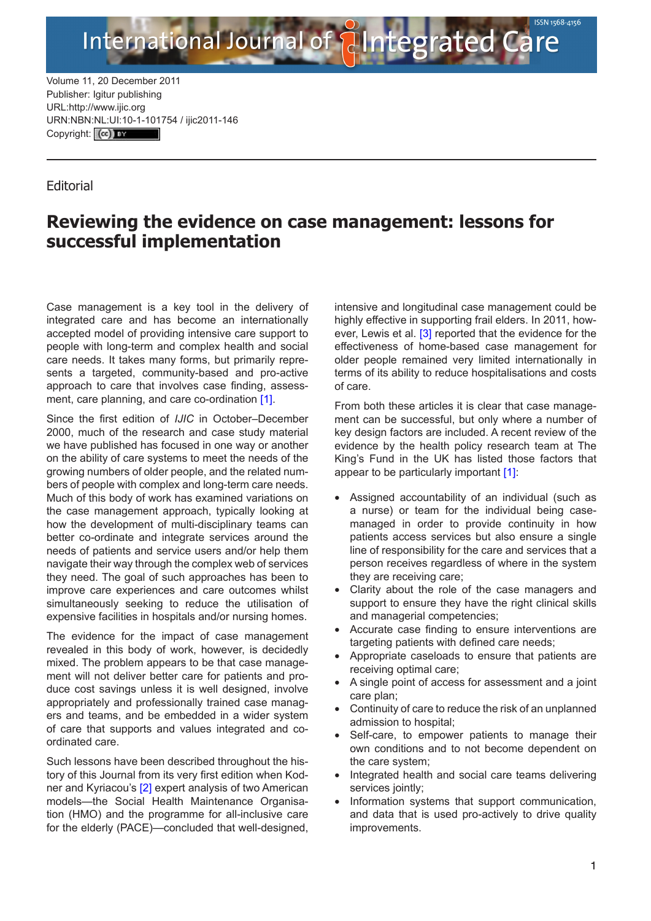Volume 11, 20 December 2011
Publisher: Igitur publishing
URL:http://www.ijic.org
URN:NBN:NL:UI:10-1-101754 / ijic2011-146
Copyright: (cc) BY

Editorial

# Reviewing the evidence on case management: lessons for successful implementation

Case management is a key tool in the delivery of integrated care and has become an internationally accepted model of providing intensive care support to people with long-term and complex health and social care needs. It takes many forms, but primarily represents a targeted, community-based and pro-active approach to care that involves case finding, assessment, care planning, and care co-ordination [1].

Since the first edition of *IJIC* in October–December 2000, much of the research and case study material we have published has focused in one way or another on the ability of care systems to meet the needs of the growing numbers of older people, and the related numbers of people with complex and long-term care needs. Much of this body of work has examined variations on the case management approach, typically looking at how the development of multi-disciplinary teams can better co-ordinate and integrate services around the needs of patients and service users and/or help them navigate their way through the complex web of services they need. The goal of such approaches has been to improve care experiences and care outcomes whilst simultaneously seeking to reduce the utilisation of expensive facilities in hospitals and/or nursing homes.

The evidence for the impact of case management revealed in this body of work, however, is decidedly mixed. The problem appears to be that case management will not deliver better care for patients and produce cost savings unless it is well designed, involve appropriately and professionally trained case managers and teams, and be embedded in a wider system of care that supports and values integrated and co-ordinated care.

Such lessons have been described throughout the history of this Journal from its very first edition when Kodner and Kyriacou's [2] expert analysis of two American models—the Social Health Maintenance Organisation (HMO) and the programme for all-inclusive care for the elderly (PACE)—concluded that well-designed, intensive and longitudinal case management could be highly effective in supporting frail elders. In 2011, however, Lewis et al. [3] reported that the evidence for the effectiveness of home-based case management for older people remained very limited internationally in terms of its ability to reduce hospitalisations and costs of care.

From both these articles it is clear that case management can be successful, but only where a number of key design factors are included. A recent review of the evidence by the health policy research team at The King's Fund in the UK has listed those factors that appear to be particularly important [1]:

- Assigned accountability of an individual (such as a nurse) or team for the individual being case-managed in order to provide continuity in how patients access services but also ensure a single line of responsibility for the care and services that a person receives regardless of where in the system they are receiving care;
- Clarity about the role of the case managers and support to ensure they have the right clinical skills and managerial competencies;
- Accurate case finding to ensure interventions are targeting patients with defined care needs;
- Appropriate caseloads to ensure that patients are receiving optimal care;
- A single point of access for assessment and a joint care plan;
- Continuity of care to reduce the risk of an unplanned admission to hospital;
- Self-care, to empower patients to manage their own conditions and to not become dependent on the care system;
- Integrated health and social care teams delivering services jointly;
- Information systems that support communication, and data that is used pro-actively to drive quality improvements.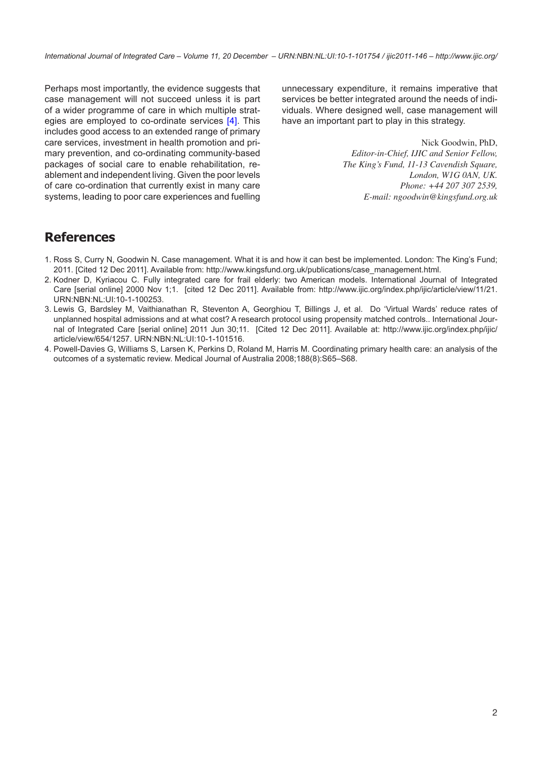Perhaps most importantly, the evidence suggests that case management will not succeed unless it is part of a wider programme of care in which multiple strategies are employed to co-ordinate services [4]. This includes good access to an extended range of primary care services, investment in health promotion and primary prevention, and co-ordinating community-based packages of social care to enable rehabilitation, reablement and independent living. Given the poor levels of care co-ordination that currently exist in many care systems, leading to poor care experiences and fuelling unnecessary expenditure, it remains imperative that services be better integrated around the needs of individuals. Where designed well, case management will have an important part to play in this strategy.

Nick Goodwin, PhD,
*Editor-in-Chief, IJIC and Senior Fellow,*
*The King's Fund, 11-13 Cavendish Square,*
*London, W1G 0AN, UK.*
*Phone: +44 207 307 2539,*
*E-mail: ngoodwin@kingsfund.org.uk*

## References

1. Ross S, Curry N, Goodwin N. Case management. What it is and how it can best be implemented. London: The King's Fund; 2011. [Cited 12 Dec 2011]. Available from: http://www.kingsfund.org.uk/publications/case_management.html.
2. Kodner D, Kyriacou C. Fully integrated care for frail elderly: two American models. International Journal of Integrated Care [serial online] 2000 Nov 1;1. [cited 12 Dec 2011]. Available from: http://www.ijic.org/index.php/ijic/article/view/11/21. URN:NBN:NL:UI:10-1-100253.
3. Lewis G, Bardsley M, Vaithianathan R, Steventon A, Georghiou T, Billings J, et al. Do 'Virtual Wards' reduce rates of unplanned hospital admissions and at what cost? A research protocol using propensity matched controls.. International Journal of Integrated Care [serial online] 2011 Jun 30;11. [Cited 12 Dec 2011]. Available at: http://www.ijic.org/index.php/ijic/article/view/654/1257. URN:NBN:NL:UI:10-1-101516.
4. Powell-Davies G, Williams S, Larsen K, Perkins D, Roland M, Harris M. Coordinating primary health care: an analysis of the outcomes of a systematic review. Medical Journal of Australia 2008;188(8):S65–S68.